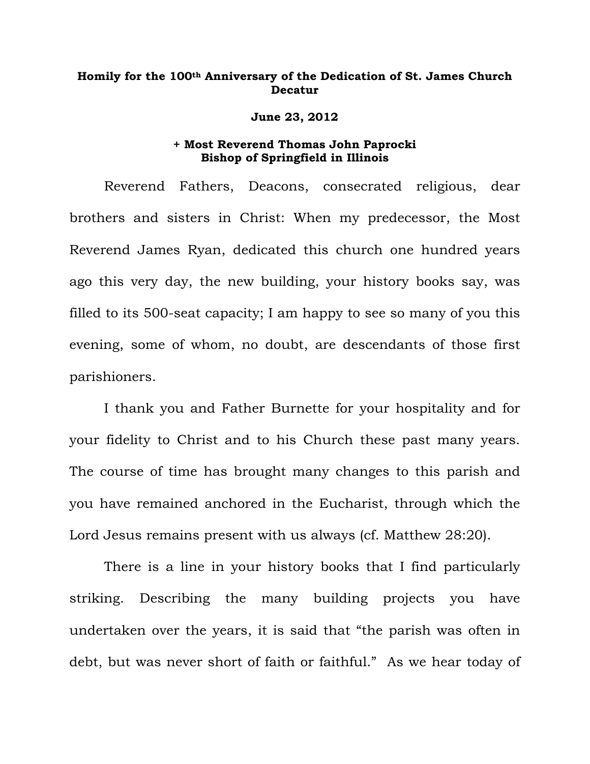**Homily for the 100th Anniversary of the Dedication of St. James Church Decatur**

**June 23, 2012**

**+ Most Reverend Thomas John Paprocki**
**Bishop of Springfield in Illinois**

Reverend Fathers, Deacons, consecrated religious, dear brothers and sisters in Christ: When my predecessor, the Most Reverend James Ryan, dedicated this church one hundred years ago this very day, the new building, your history books say, was filled to its 500-seat capacity; I am happy to see so many of you this evening, some of whom, no doubt, are descendants of those first parishioners.

I thank you and Father Burnette for your hospitality and for your fidelity to Christ and to his Church these past many years. The course of time has brought many changes to this parish and you have remained anchored in the Eucharist, through which the Lord Jesus remains present with us always (cf. Matthew 28:20).

There is a line in your history books that I find particularly striking. Describing the many building projects you have undertaken over the years, it is said that "the parish was often in debt, but was never short of faith or faithful." As we hear today of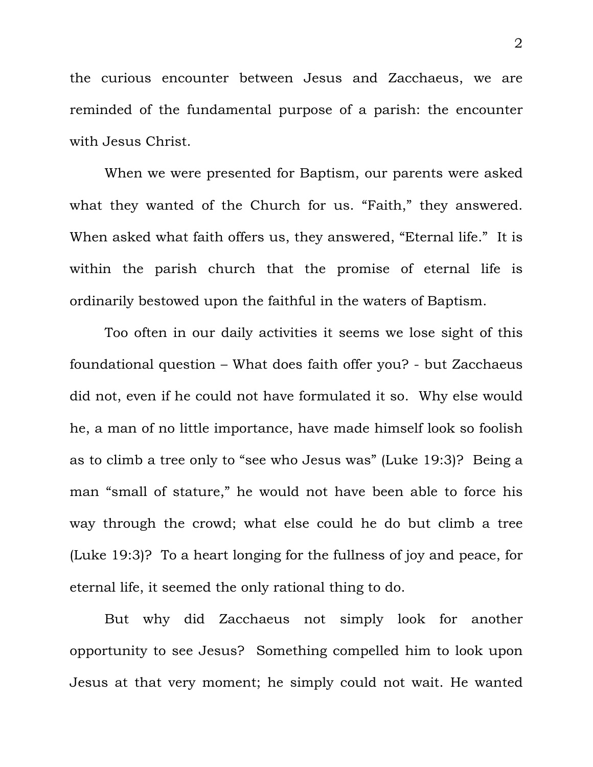the curious encounter between Jesus and Zacchaeus, we are reminded of the fundamental purpose of a parish: the encounter with Jesus Christ.

When we were presented for Baptism, our parents were asked what they wanted of the Church for us. "Faith," they answered. When asked what faith offers us, they answered, "Eternal life." It is within the parish church that the promise of eternal life is ordinarily bestowed upon the faithful in the waters of Baptism.

Too often in our daily activities it seems we lose sight of this foundational question – What does faith offer you? - but Zacchaeus did not, even if he could not have formulated it so. Why else would he, a man of no little importance, have made himself look so foolish as to climb a tree only to "see who Jesus was" (Luke 19:3)? Being a man "small of stature," he would not have been able to force his way through the crowd; what else could he do but climb a tree (Luke 19:3)? To a heart longing for the fullness of joy and peace, for eternal life, it seemed the only rational thing to do.

But why did Zacchaeus not simply look for another opportunity to see Jesus? Something compelled him to look upon Jesus at that very moment; he simply could not wait. He wanted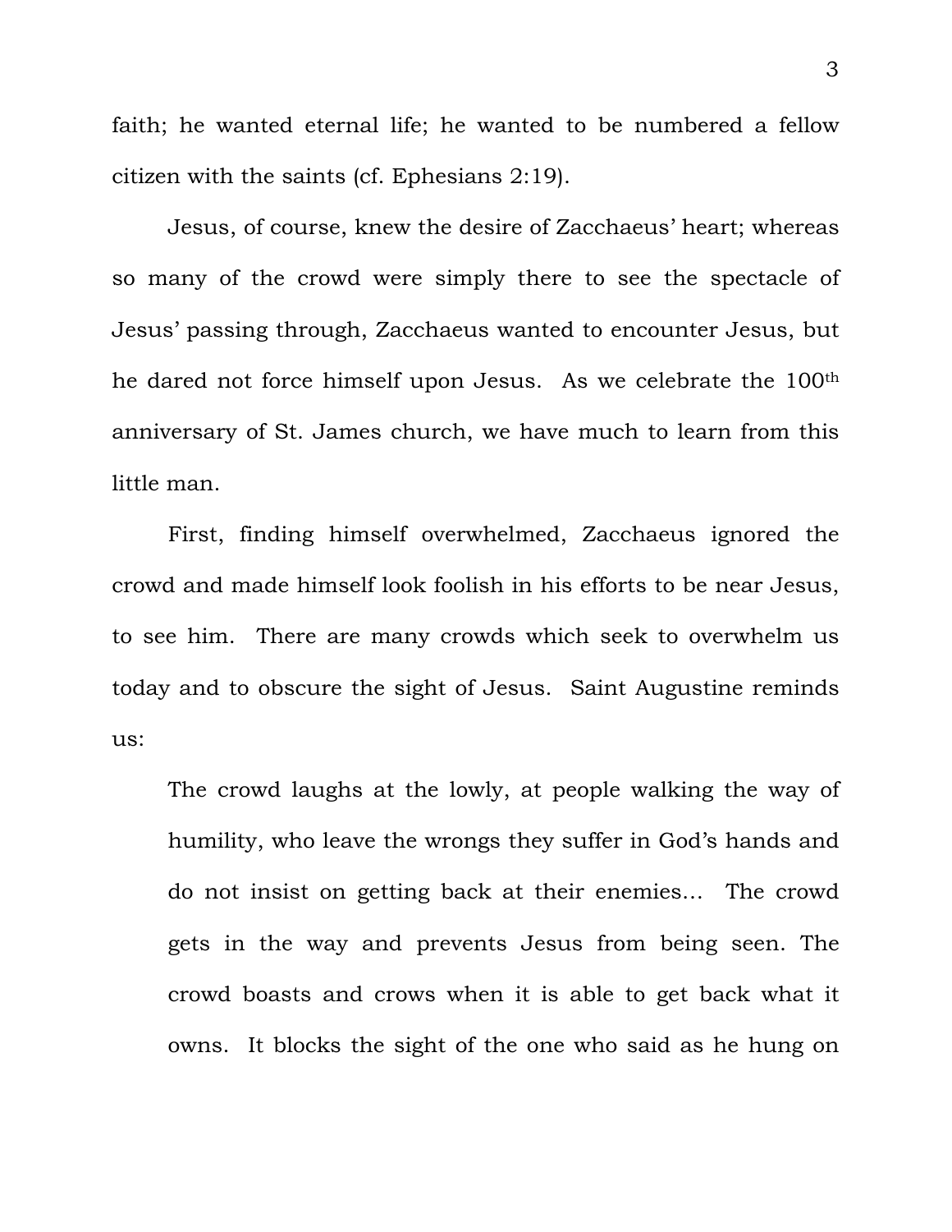faith; he wanted eternal life; he wanted to be numbered a fellow citizen with the saints (cf. Ephesians 2:19).

Jesus, of course, knew the desire of Zacchaeus' heart; whereas so many of the crowd were simply there to see the spectacle of Jesus' passing through, Zacchaeus wanted to encounter Jesus, but he dared not force himself upon Jesus. As we celebrate the 100th anniversary of St. James church, we have much to learn from this little man.

First, finding himself overwhelmed, Zacchaeus ignored the crowd and made himself look foolish in his efforts to be near Jesus, to see him. There are many crowds which seek to overwhelm us today and to obscure the sight of Jesus. Saint Augustine reminds us:

> The crowd laughs at the lowly, at people walking the way of humility, who leave the wrongs they suffer in God's hands and do not insist on getting back at their enemies... The crowd gets in the way and prevents Jesus from being seen. The crowd boasts and crows when it is able to get back what it owns. It blocks the sight of the one who said as he hung on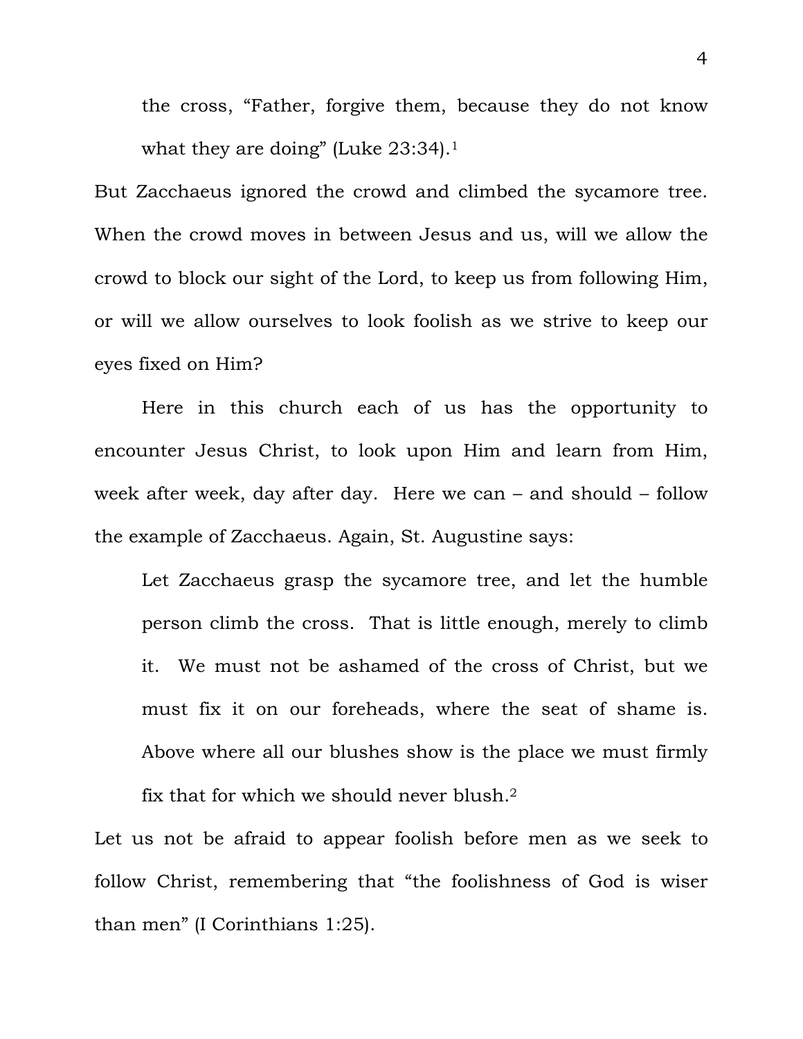> the cross, "Father, forgive them, because they do not know what they are doing" (Luke 23:34).[1]

But Zacchaeus ignored the crowd and climbed the sycamore tree. When the crowd moves in between Jesus and us, will we allow the crowd to block our sight of the Lord, to keep us from following Him, or will we allow ourselves to look foolish as we strive to keep our eyes fixed on Him?

Here in this church each of us has the opportunity to encounter Jesus Christ, to look upon Him and learn from Him, week after week, day after day. Here we can – and should – follow the example of Zacchaeus. Again, St. Augustine says:

> Let Zacchaeus grasp the sycamore tree, and let the humble person climb the cross. That is little enough, merely to climb it. We must not be ashamed of the cross of Christ, but we must fix it on our foreheads, where the seat of shame is. Above where all our blushes show is the place we must firmly fix that for which we should never blush.[2]

Let us not be afraid to appear foolish before men as we seek to follow Christ, remembering that "the foolishness of God is wiser than men" (I Corinthians 1:25).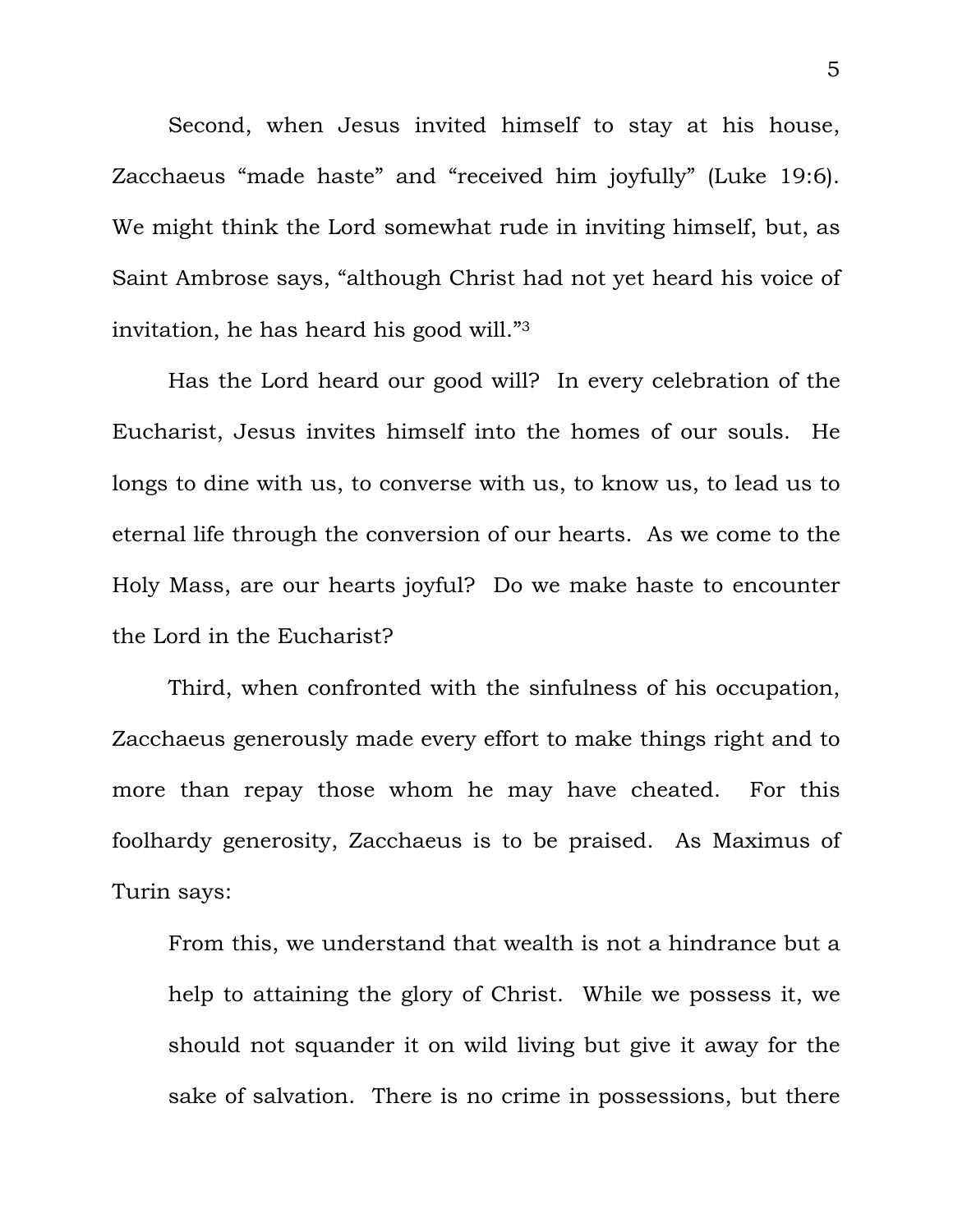Second, when Jesus invited himself to stay at his house, Zacchaeus "made haste" and "received him joyfully" (Luke 19:6). We might think the Lord somewhat rude in inviting himself, but, as Saint Ambrose says, "although Christ had not yet heard his voice of invitation, he has heard his good will."[3]

Has the Lord heard our good will? In every celebration of the Eucharist, Jesus invites himself into the homes of our souls. He longs to dine with us, to converse with us, to know us, to lead us to eternal life through the conversion of our hearts. As we come to the Holy Mass, are our hearts joyful? Do we make haste to encounter the Lord in the Eucharist?

Third, when confronted with the sinfulness of his occupation, Zacchaeus generously made every effort to make things right and to more than repay those whom he may have cheated. For this foolhardy generosity, Zacchaeus is to be praised. As Maximus of Turin says:

> From this, we understand that wealth is not a hindrance but a help to attaining the glory of Christ. While we possess it, we should not squander it on wild living but give it away for the sake of salvation. There is no crime in possessions, but there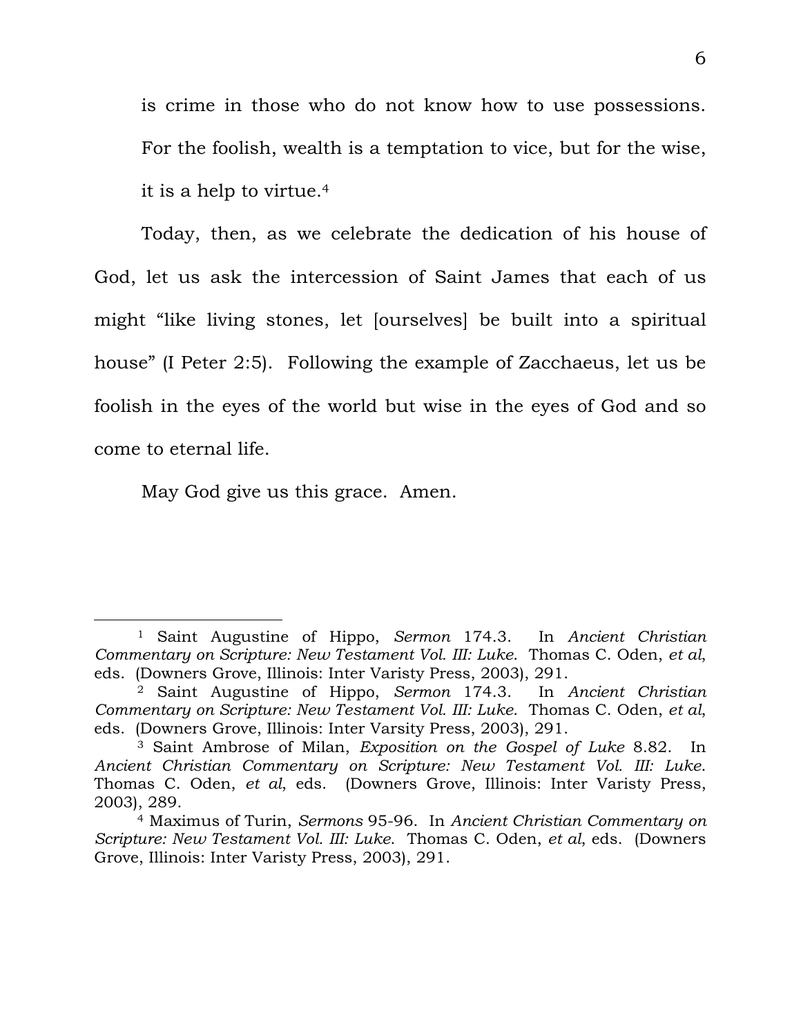is crime in those who do not know how to use possessions. For the foolish, wealth is a temptation to vice, but for the wise, it is a help to virtue.[4]

Today, then, as we celebrate the dedication of his house of God, let us ask the intercession of Saint James that each of us might "like living stones, let [ourselves] be built into a spiritual house" (I Peter 2:5). Following the example of Zacchaeus, let us be foolish in the eyes of the world but wise in the eyes of God and so come to eternal life.

May God give us this grace. Amen.

---

[1] Saint Augustine of Hippo, *Sermon* 174.3. In *Ancient Christian Commentary on Scripture: New Testament Vol. III: Luke*. Thomas C. Oden, *et al*, eds. (Downers Grove, Illinois: Inter Varisty Press, 2003), 291.

[2] Saint Augustine of Hippo, *Sermon* 174.3. In *Ancient Christian Commentary on Scripture: New Testament Vol. III: Luke*. Thomas C. Oden, *et al*, eds. (Downers Grove, Illinois: Inter Varsity Press, 2003), 291.

[3] Saint Ambrose of Milan, *Exposition on the Gospel of Luke* 8.82. In *Ancient Christian Commentary on Scripture: New Testament Vol. III: Luke*. Thomas C. Oden, *et al*, eds. (Downers Grove, Illinois: Inter Varisty Press, 2003), 289.

[4] Maximus of Turin, *Sermons* 95-96. In *Ancient Christian Commentary on Scripture: New Testament Vol. III: Luke*. Thomas C. Oden, *et al*, eds. (Downers Grove, Illinois: Inter Varisty Press, 2003), 291.